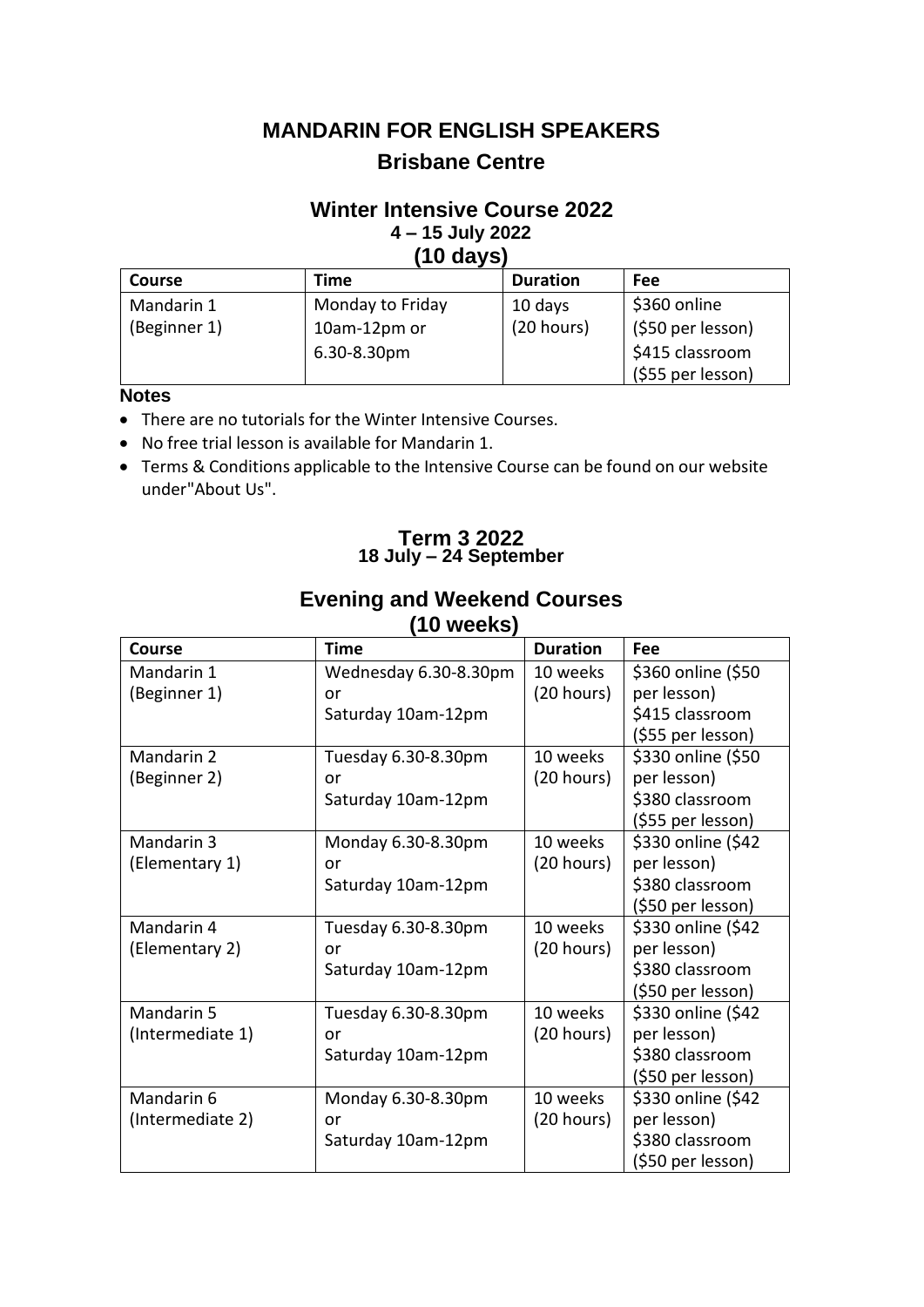# MANDARIN FOR ENGLISH SPEAKERS

## Brisbane Centre

## Winter Intensive Course 2022

**4 – 15 July 2022**

**(10 days)**

| Course | Time | Duration | Fee |
|---|---|---|---|
| Mandarin 1 (Beginner 1) | Monday to Friday 10am-12pm or 6.30-8.30pm | 10 days (20 hours) | $360 online ($50 per lesson) $415 classroom ($55 per lesson) |

**Notes**

- There are no tutorials for the Winter Intensive Courses.
- No free trial lesson is available for Mandarin 1.
- Terms & Conditions applicable to the Intensive Course can be found on our website under"About Us".

## Term 3 2022

**18 July – 24 September**

## Evening and Weekend Courses

**(10 weeks)**

| Course | Time | Duration | Fee |
|---|---|---|---|
| Mandarin 1 (Beginner 1) | Wednesday 6.30-8.30pm or Saturday 10am-12pm | 10 weeks (20 hours) | $360 online ($50 per lesson) $415 classroom ($55 per lesson) |
| Mandarin 2 (Beginner 2) | Tuesday 6.30-8.30pm or Saturday 10am-12pm | 10 weeks (20 hours) | $330 online ($50 per lesson) $380 classroom ($55 per lesson) |
| Mandarin 3 (Elementary 1) | Monday 6.30-8.30pm or Saturday 10am-12pm | 10 weeks (20 hours) | $330 online ($42 per lesson) $380 classroom ($50 per lesson) |
| Mandarin 4 (Elementary 2) | Tuesday 6.30-8.30pm or Saturday 10am-12pm | 10 weeks (20 hours) | $330 online ($42 per lesson) $380 classroom ($50 per lesson) |
| Mandarin 5 (Intermediate 1) | Tuesday 6.30-8.30pm or Saturday 10am-12pm | 10 weeks (20 hours) | $330 online ($42 per lesson) $380 classroom ($50 per lesson) |
| Mandarin 6 (Intermediate 2) | Monday 6.30-8.30pm or Saturday 10am-12pm | 10 weeks (20 hours) | $330 online ($42 per lesson) $380 classroom ($50 per lesson) |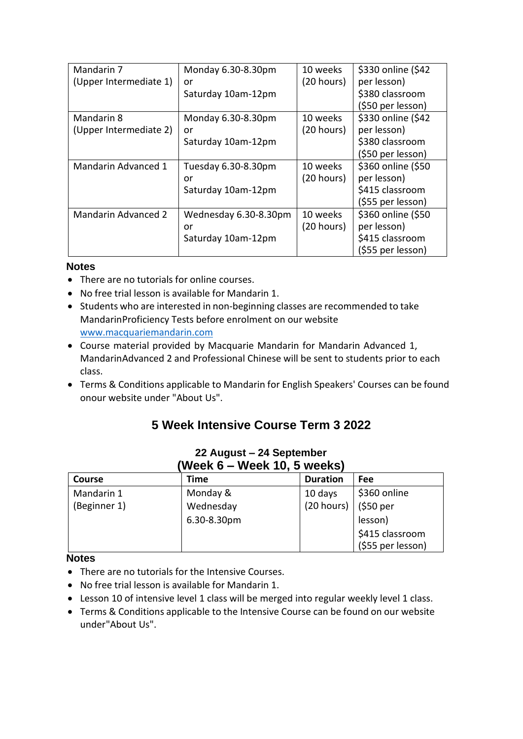| | | | |
|---|---|---|---|
| Mandarin 7 (Upper Intermediate 1) | Monday 6.30-8.30pm or Saturday 10am-12pm | 10 weeks (20 hours) | $330 online ($42 per lesson) $380 classroom ($50 per lesson) |
| Mandarin 8 (Upper Intermediate 2) | Monday 6.30-8.30pm or Saturday 10am-12pm | 10 weeks (20 hours) | $330 online ($42 per lesson) $380 classroom ($50 per lesson) |
| Mandarin Advanced 1 | Tuesday 6.30-8.30pm or Saturday 10am-12pm | 10 weeks (20 hours) | $360 online ($50 per lesson) $415 classroom ($55 per lesson) |
| Mandarin Advanced 2 | Wednesday 6.30-8.30pm or Saturday 10am-12pm | 10 weeks (20 hours) | $360 online ($50 per lesson) $415 classroom ($55 per lesson) |

**Notes**

- There are no tutorials for online courses.
- No free trial lesson is available for Mandarin 1.
- Students who are interested in non-beginning classes are recommended to take MandarinProficiency Tests before enrolment on our website www.macquariemandarin.com
- Course material provided by Macquarie Mandarin for Mandarin Advanced 1, MandarinAdvanced 2 and Professional Chinese will be sent to students prior to each class.
- Terms & Conditions applicable to Mandarin for English Speakers' Courses can be found onour website under "About Us".

## 5 Week Intensive Course Term 3 2022

**22 August – 24 September**
**(Week 6 – Week 10, 5 weeks)**

| Course | Time | Duration | Fee |
|---|---|---|---|
| Mandarin 1 (Beginner 1) | Monday & Wednesday 6.30-8.30pm | 10 days (20 hours) | $360 online ($50 per lesson) $415 classroom ($55 per lesson) |

**Notes**

- There are no tutorials for the Intensive Courses.
- No free trial lesson is available for Mandarin 1.
- Lesson 10 of intensive level 1 class will be merged into regular weekly level 1 class.
- Terms & Conditions applicable to the Intensive Course can be found on our website under"About Us".